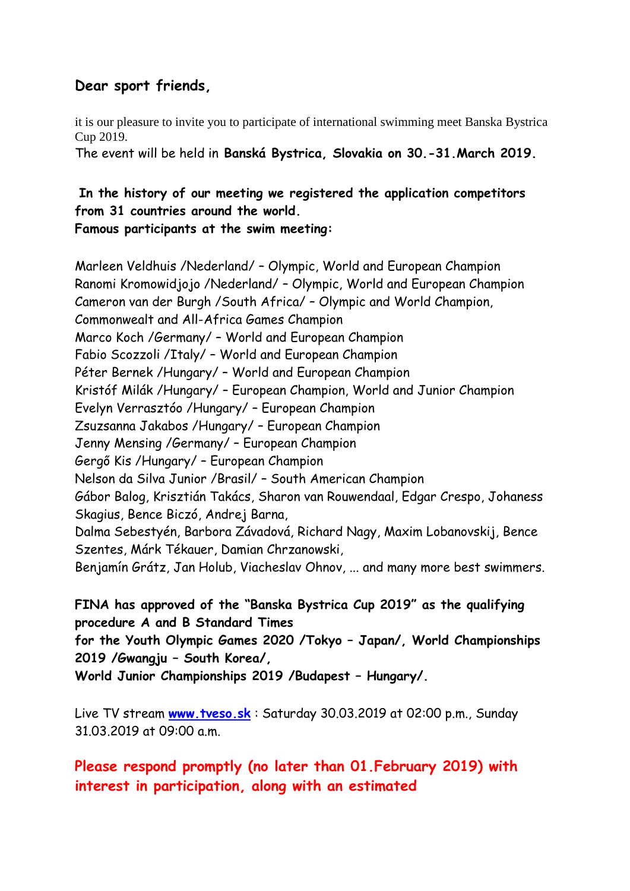**Dear sport friends,**

it is our pleasure to invite you to participate of international swimming meet Banska Bystrica Cup 2019.
The event will be held in **Banská Bystrica, Slovakia on 30.-31.March 2019.**

**In the history of our meeting we registered the application competitors from 31 countries around the world.**
**Famous participants at the swim meeting:**

Marleen Veldhuis /Nederland/ – Olympic, World and European Champion
Ranomi Kromowidjojo /Nederland/ – Olympic, World and European Champion
Cameron van der Burgh /South Africa/ – Olympic and World Champion, Commonwealt and All-Africa Games Champion
Marco Koch /Germany/ – World and European Champion
Fabio Scozzoli /Italy/ – World and European Champion
Péter Bernek /Hungary/ – World and European Champion
Kristóf Milák /Hungary/ – European Champion, World and Junior Champion
Evelyn Verrasztóo /Hungary/ – European Champion
Zsuzsanna Jakabos /Hungary/ – European Champion
Jenny Mensing /Germany/ – European Champion
Gergő Kis /Hungary/ – European Champion
Nelson da Silva Junior /Brasil/ – South American Champion
Gábor Balog, Krisztián Takács, Sharon van Rouwendaal, Edgar Crespo, Johaness Skagius, Bence Biczó, Andrej Barna,
Dalma Sebestyén, Barbora Závadová, Richard Nagy, Maxim Lobanovskij, Bence Szentes, Márk Tékauer, Damian Chrzanowski,
Benjamín Grátz, Jan Holub, Viacheslav Ohnov, ... and many more best swimmers.

**FINA has approved of the "Banska Bystrica Cup 2019" as the qualifying procedure A and B Standard Times**
**for the Youth Olympic Games 2020 /Tokyo – Japan/, World Championships 2019 /Gwangju – South Korea/,**
**World Junior Championships 2019 /Budapest – Hungary/.**

Live TV stream **www.tveso.sk** : Saturday 30.03.2019 at 02:00 p.m., Sunday 31.03.2019 at 09:00 a.m.

**Please respond promptly (no later than 01.February 2019) with interest in participation, along with an estimated**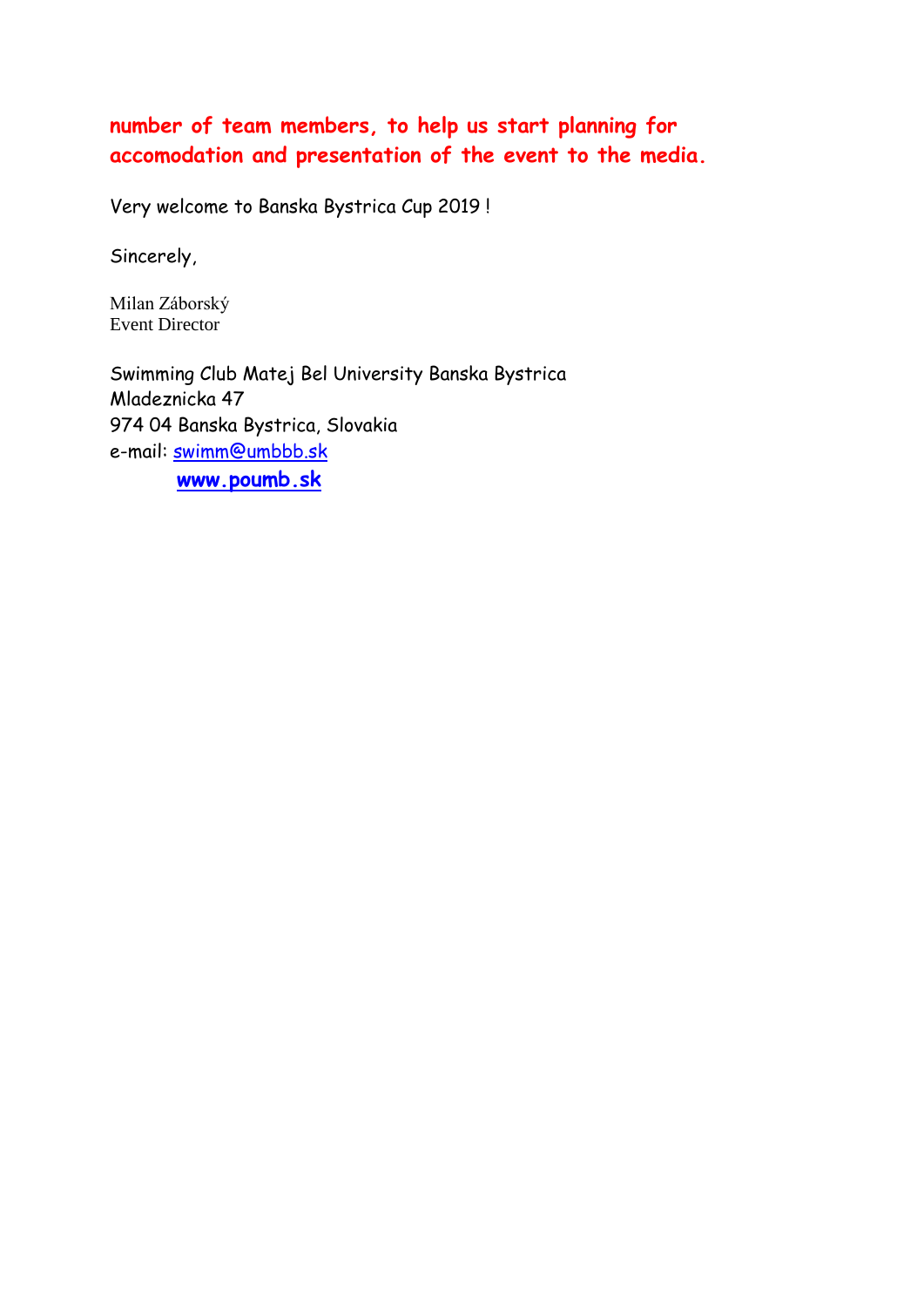**number of team members, to help us start planning for accomodation and presentation of the event to the media.**

Very welcome to Banska Bystrica Cup 2019 !

Sincerely,

Milan Záborský
Event Director

Swimming Club Matej Bel University Banska Bystrica
Mladeznicka 47
974 04 Banska Bystrica, Slovakia
e-mail: swimm@umbbb.sk
**www.poumb.sk**